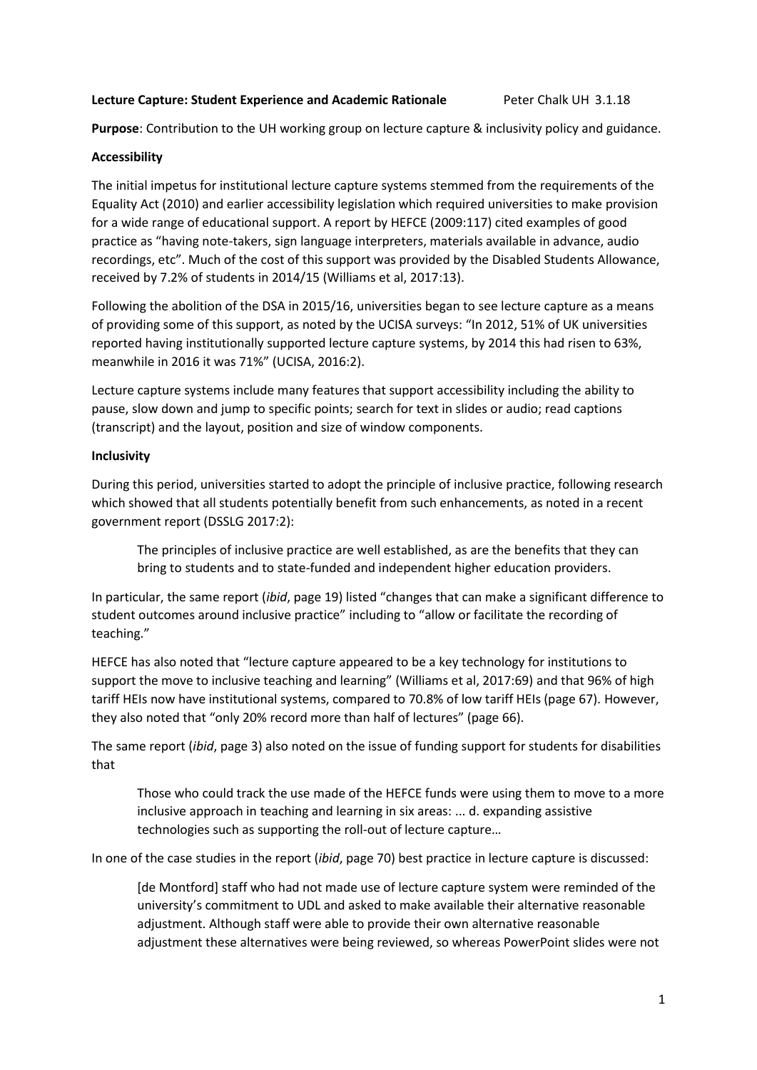**Lecture Capture: Student Experience and Academic Rationale** Peter Chalk UH 3.1.18

**Purpose**: Contribution to the UH working group on lecture capture & inclusivity policy and guidance.

**Accessibility**

The initial impetus for institutional lecture capture systems stemmed from the requirements of the Equality Act (2010) and earlier accessibility legislation which required universities to make provision for a wide range of educational support. A report by HEFCE (2009:117) cited examples of good practice as "having note-takers, sign language interpreters, materials available in advance, audio recordings, etc". Much of the cost of this support was provided by the Disabled Students Allowance, received by 7.2% of students in 2014/15 (Williams et al, 2017:13).

Following the abolition of the DSA in 2015/16, universities began to see lecture capture as a means of providing some of this support, as noted by the UCISA surveys: "In 2012, 51% of UK universities reported having institutionally supported lecture capture systems, by 2014 this had risen to 63%, meanwhile in 2016 it was 71%" (UCISA, 2016:2).

Lecture capture systems include many features that support accessibility including the ability to pause, slow down and jump to specific points; search for text in slides or audio; read captions (transcript) and the layout, position and size of window components.

**Inclusivity**

During this period, universities started to adopt the principle of inclusive practice, following research which showed that all students potentially benefit from such enhancements, as noted in a recent government report (DSSLG 2017:2):

> The principles of inclusive practice are well established, as are the benefits that they can bring to students and to state-funded and independent higher education providers.

In particular, the same report (*ibid*, page 19) listed "changes that can make a significant difference to student outcomes around inclusive practice" including to "allow or facilitate the recording of teaching."

HEFCE has also noted that "lecture capture appeared to be a key technology for institutions to support the move to inclusive teaching and learning" (Williams et al, 2017:69) and that 96% of high tariff HEIs now have institutional systems, compared to 70.8% of low tariff HEIs (page 67). However, they also noted that "only 20% record more than half of lectures" (page 66).

The same report (*ibid*, page 3) also noted on the issue of funding support for students for disabilities that

> Those who could track the use made of the HEFCE funds were using them to move to a more inclusive approach in teaching and learning in six areas: ... d. expanding assistive technologies such as supporting the roll-out of lecture capture…

In one of the case studies in the report (*ibid*, page 70) best practice in lecture capture is discussed:

> [de Montford] staff who had not made use of lecture capture system were reminded of the university's commitment to UDL and asked to make available their alternative reasonable adjustment. Although staff were able to provide their own alternative reasonable adjustment these alternatives were being reviewed, so whereas PowerPoint slides were not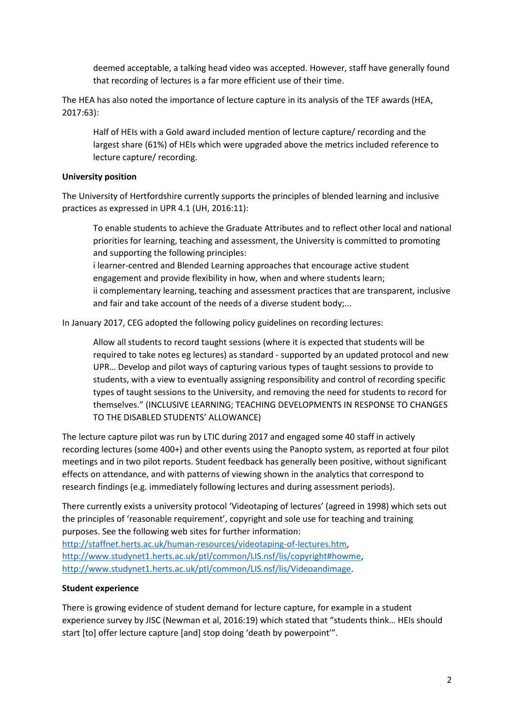> deemed acceptable, a talking head video was accepted. However, staff have generally found that recording of lectures is a far more efficient use of their time.

The HEA has also noted the importance of lecture capture in its analysis of the TEF awards (HEA, 2017:63):

> Half of HEIs with a Gold award included mention of lecture capture/ recording and the largest share (61%) of HEIs which were upgraded above the metrics included reference to lecture capture/ recording.

**University position**

The University of Hertfordshire currently supports the principles of blended learning and inclusive practices as expressed in UPR 4.1 (UH, 2016:11):

> To enable students to achieve the Graduate Attributes and to reflect other local and national priorities for learning, teaching and assessment, the University is committed to promoting and supporting the following principles:
> i learner-centred and Blended Learning approaches that encourage active student engagement and provide flexibility in how, when and where students learn;
> ii complementary learning, teaching and assessment practices that are transparent, inclusive and fair and take account of the needs of a diverse student body;...

In January 2017, CEG adopted the following policy guidelines on recording lectures:

> Allow all students to record taught sessions (where it is expected that students will be required to take notes eg lectures) as standard - supported by an updated protocol and new UPR… Develop and pilot ways of capturing various types of taught sessions to provide to students, with a view to eventually assigning responsibility and control of recording specific types of taught sessions to the University, and removing the need for students to record for themselves." (INCLUSIVE LEARNING; TEACHING DEVELOPMENTS IN RESPONSE TO CHANGES TO THE DISABLED STUDENTS' ALLOWANCE)

The lecture capture pilot was run by LTIC during 2017 and engaged some 40 staff in actively recording lectures (some 400+) and other events using the Panopto system, as reported at four pilot meetings and in two pilot reports. Student feedback has generally been positive, without significant effects on attendance, and with patterns of viewing shown in the analytics that correspond to research findings (e.g. immediately following lectures and during assessment periods).

There currently exists a university protocol 'Videotaping of lectures' (agreed in 1998) which sets out the principles of 'reasonable requirement', copyright and sole use for teaching and training purposes. See the following web sites for further information:
http://staffnet.herts.ac.uk/human-resources/videotaping-of-lectures.htm,
http://www.studynet1.herts.ac.uk/ptl/common/LIS.nsf/lis/copyright#howme,
http://www.studynet1.herts.ac.uk/ptl/common/LIS.nsf/lis/Videoandimage.

**Student experience**

There is growing evidence of student demand for lecture capture, for example in a student experience survey by JISC (Newman et al, 2016:19) which stated that "students think… HEIs should start [to] offer lecture capture [and] stop doing 'death by powerpoint'".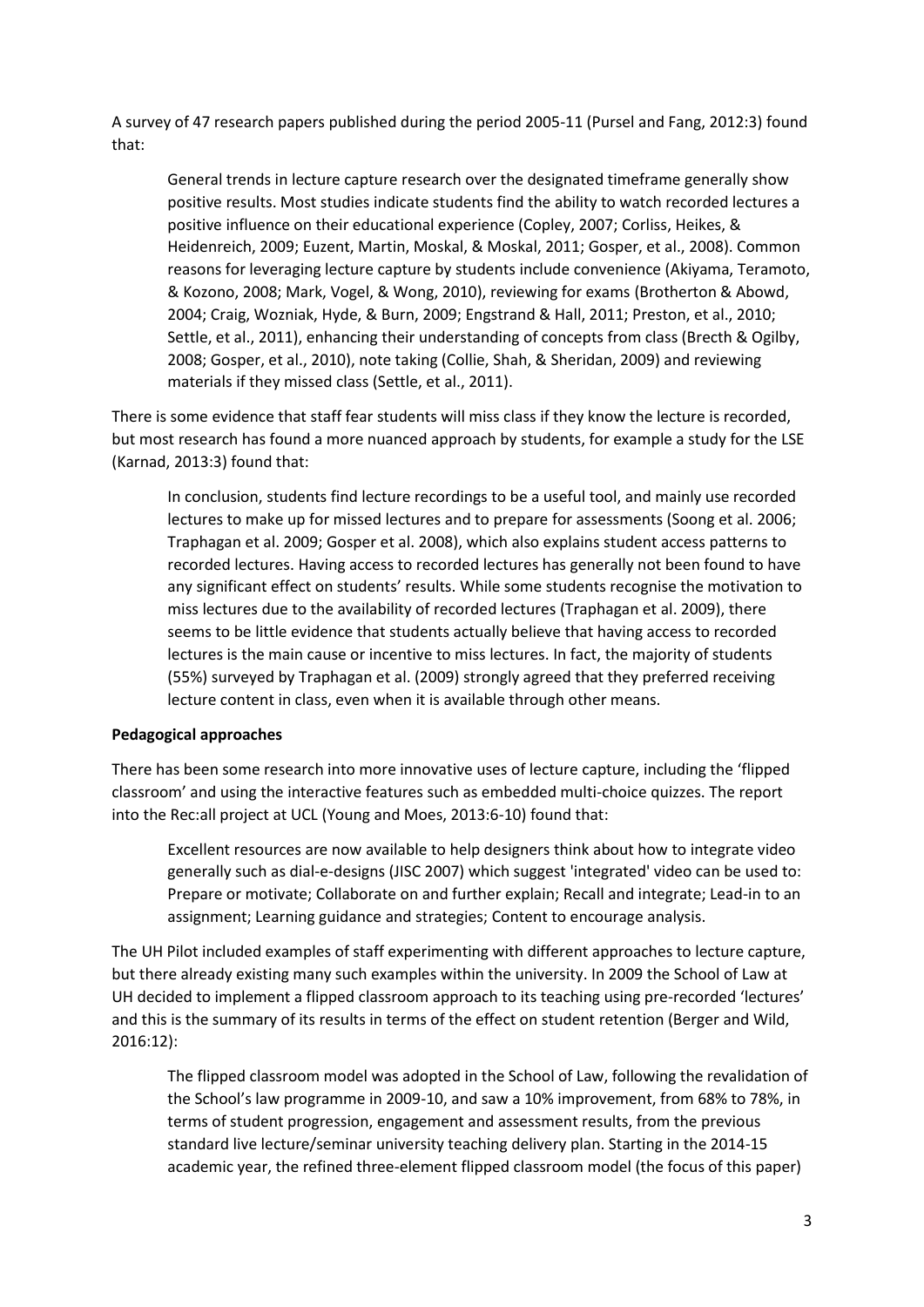A survey of 47 research papers published during the period 2005-11 (Pursel and Fang, 2012:3) found that:

> General trends in lecture capture research over the designated timeframe generally show positive results. Most studies indicate students find the ability to watch recorded lectures a positive influence on their educational experience (Copley, 2007; Corliss, Heikes, & Heidenreich, 2009; Euzent, Martin, Moskal, & Moskal, 2011; Gosper, et al., 2008). Common reasons for leveraging lecture capture by students include convenience (Akiyama, Teramoto, & Kozono, 2008; Mark, Vogel, & Wong, 2010), reviewing for exams (Brotherton & Abowd, 2004; Craig, Wozniak, Hyde, & Burn, 2009; Engstrand & Hall, 2011; Preston, et al., 2010; Settle, et al., 2011), enhancing their understanding of concepts from class (Brecth & Ogilby, 2008; Gosper, et al., 2010), note taking (Collie, Shah, & Sheridan, 2009) and reviewing materials if they missed class (Settle, et al., 2011).

There is some evidence that staff fear students will miss class if they know the lecture is recorded, but most research has found a more nuanced approach by students, for example a study for the LSE (Karnad, 2013:3) found that:

> In conclusion, students find lecture recordings to be a useful tool, and mainly use recorded lectures to make up for missed lectures and to prepare for assessments (Soong et al. 2006; Traphagan et al. 2009; Gosper et al. 2008), which also explains student access patterns to recorded lectures. Having access to recorded lectures has generally not been found to have any significant effect on students' results. While some students recognise the motivation to miss lectures due to the availability of recorded lectures (Traphagan et al. 2009), there seems to be little evidence that students actually believe that having access to recorded lectures is the main cause or incentive to miss lectures. In fact, the majority of students (55%) surveyed by Traphagan et al. (2009) strongly agreed that they preferred receiving lecture content in class, even when it is available through other means.

**Pedagogical approaches**

There has been some research into more innovative uses of lecture capture, including the 'flipped classroom' and using the interactive features such as embedded multi-choice quizzes. The report into the Rec:all project at UCL (Young and Moes, 2013:6-10) found that:

> Excellent resources are now available to help designers think about how to integrate video generally such as dial-e-designs (JISC 2007) which suggest 'integrated' video can be used to: Prepare or motivate; Collaborate on and further explain; Recall and integrate; Lead-in to an assignment; Learning guidance and strategies; Content to encourage analysis.

The UH Pilot included examples of staff experimenting with different approaches to lecture capture, but there already existing many such examples within the university. In 2009 the School of Law at UH decided to implement a flipped classroom approach to its teaching using pre-recorded 'lectures' and this is the summary of its results in terms of the effect on student retention (Berger and Wild, 2016:12):

> The flipped classroom model was adopted in the School of Law, following the revalidation of the School's law programme in 2009-10, and saw a 10% improvement, from 68% to 78%, in terms of student progression, engagement and assessment results, from the previous standard live lecture/seminar university teaching delivery plan. Starting in the 2014-15 academic year, the refined three-element flipped classroom model (the focus of this paper)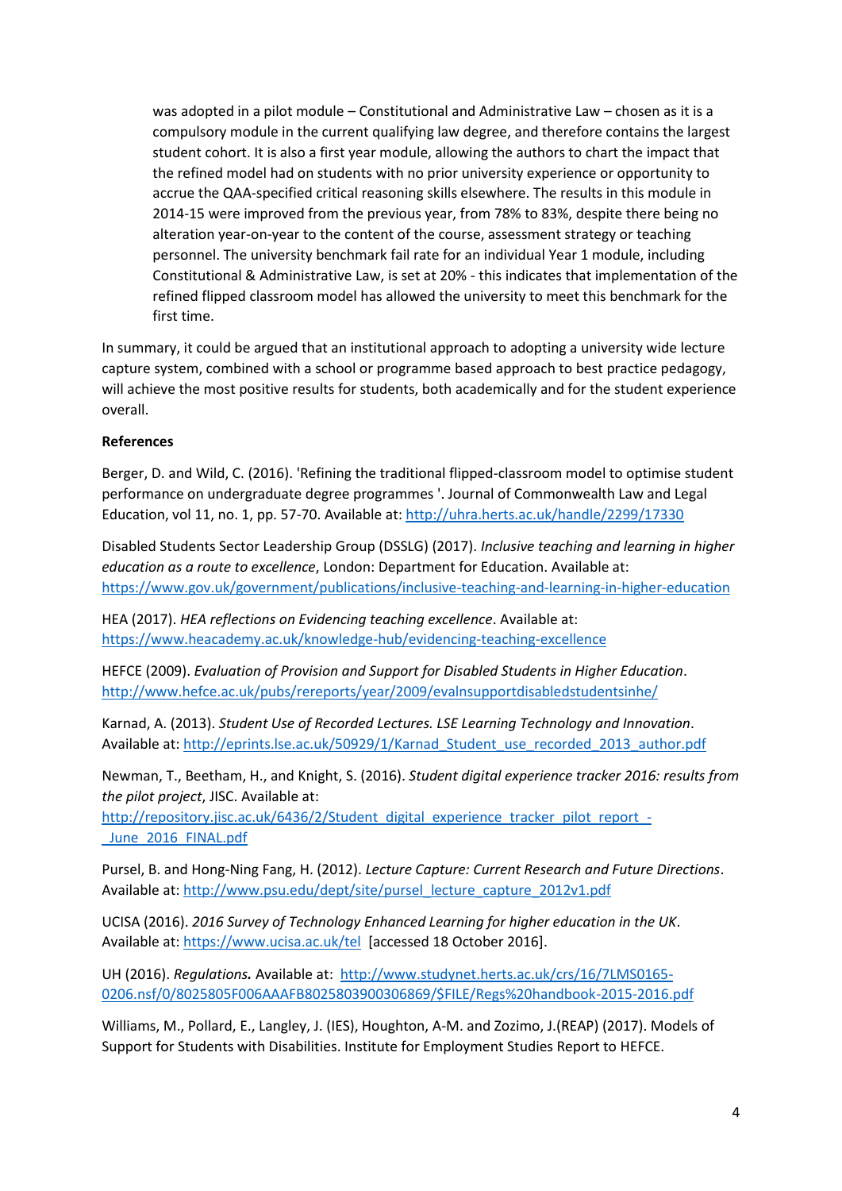was adopted in a pilot module – Constitutional and Administrative Law – chosen as it is a compulsory module in the current qualifying law degree, and therefore contains the largest student cohort. It is also a first year module, allowing the authors to chart the impact that the refined model had on students with no prior university experience or opportunity to accrue the QAA-specified critical reasoning skills elsewhere. The results in this module in 2014-15 were improved from the previous year, from 78% to 83%, despite there being no alteration year-on-year to the content of the course, assessment strategy or teaching personnel. The university benchmark fail rate for an individual Year 1 module, including Constitutional & Administrative Law, is set at 20% - this indicates that implementation of the refined flipped classroom model has allowed the university to meet this benchmark for the first time.

In summary, it could be argued that an institutional approach to adopting a university wide lecture capture system, combined with a school or programme based approach to best practice pedagogy, will achieve the most positive results for students, both academically and for the student experience overall.

**References**

Berger, D. and Wild, C. (2016). 'Refining the traditional flipped-classroom model to optimise student performance on undergraduate degree programmes '. Journal of Commonwealth Law and Legal Education, vol 11, no. 1, pp. 57-70. Available at: http://uhra.herts.ac.uk/handle/2299/17330

Disabled Students Sector Leadership Group (DSSLG) (2017). *Inclusive teaching and learning in higher education as a route to excellence*, London: Department for Education. Available at: https://www.gov.uk/government/publications/inclusive-teaching-and-learning-in-higher-education

HEA (2017). *HEA reflections on Evidencing teaching excellence*. Available at: https://www.heacademy.ac.uk/knowledge-hub/evidencing-teaching-excellence

HEFCE (2009). *Evaluation of Provision and Support for Disabled Students in Higher Education*. http://www.hefce.ac.uk/pubs/rereports/year/2009/evalnsupportdisabledstudentsinhe/

Karnad, A. (2013). *Student Use of Recorded Lectures. LSE Learning Technology and Innovation*. Available at: http://eprints.lse.ac.uk/50929/1/Karnad_Student_use_recorded_2013_author.pdf

Newman, T., Beetham, H., and Knight, S. (2016). *Student digital experience tracker 2016: results from the pilot project*, JISC. Available at: http://repository.jisc.ac.uk/6436/2/Student_digital_experience_tracker_pilot_report_-_June_2016_FINAL.pdf

Pursel, B. and Hong-Ning Fang, H. (2012). *Lecture Capture: Current Research and Future Directions*. Available at: http://www.psu.edu/dept/site/pursel_lecture_capture_2012v1.pdf

UCISA (2016). *2016 Survey of Technology Enhanced Learning for higher education in the UK*. Available at: https://www.ucisa.ac.uk/tel [accessed 18 October 2016].

UH (2016). *Regulations.* Available at: http://www.studynet.herts.ac.uk/crs/16/7LMS0165-0206.nsf/0/8025805F006AAAFB8025803900306869/$FILE/Regs%20handbook-2015-2016.pdf

Williams, M., Pollard, E., Langley, J. (IES), Houghton, A-M. and Zozimo, J.(REAP) (2017). Models of Support for Students with Disabilities. Institute for Employment Studies Report to HEFCE.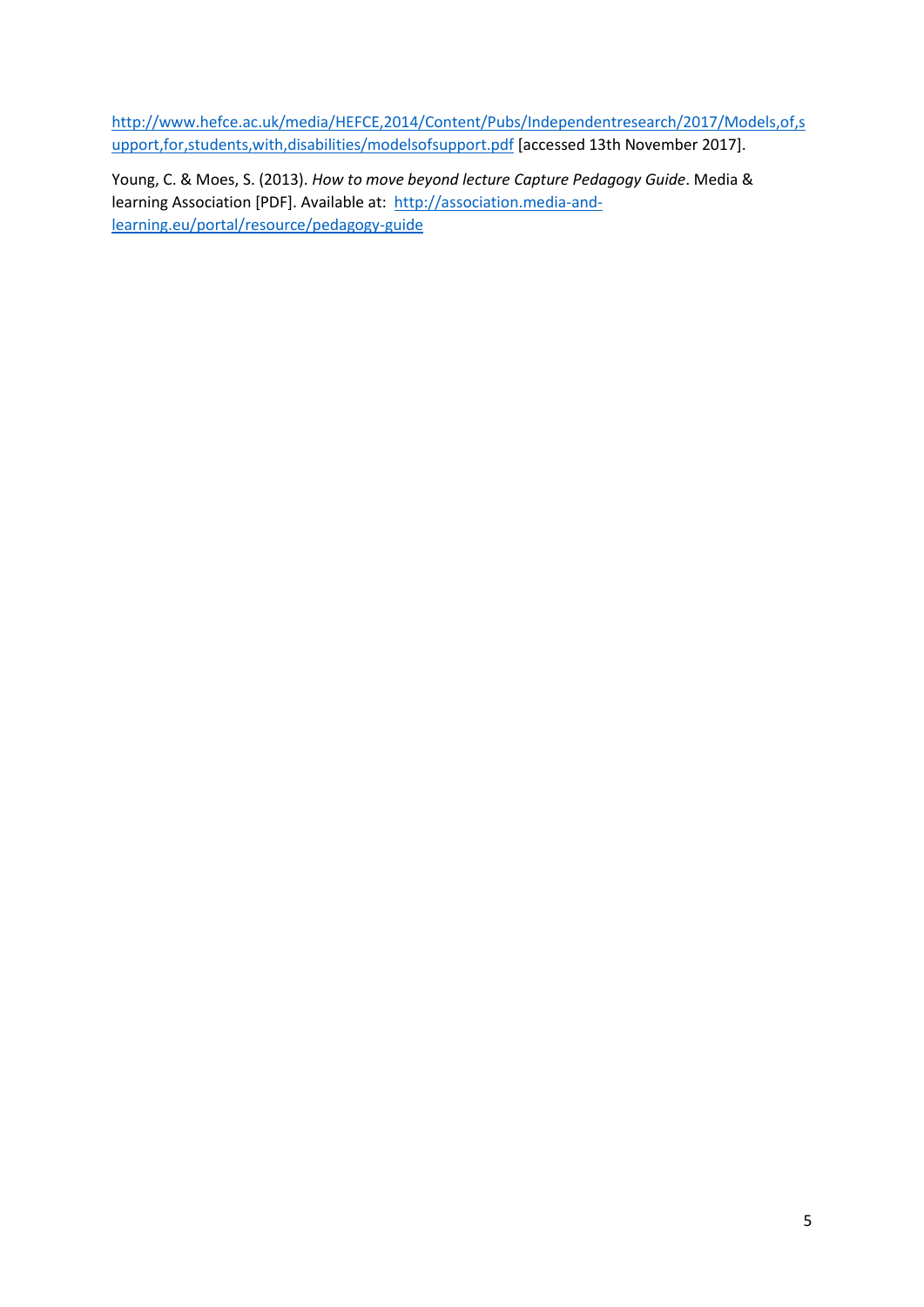http://www.hefce.ac.uk/media/HEFCE,2014/Content/Pubs/Independentresearch/2017/Models,of,support,for,students,with,disabilities/modelsofsupport.pdf [accessed 13th November 2017].

Young, C. & Moes, S. (2013). *How to move beyond lecture Capture Pedagogy Guide*. Media & learning Association [PDF]. Available at: http://association.media-and-learning.eu/portal/resource/pedagogy-guide